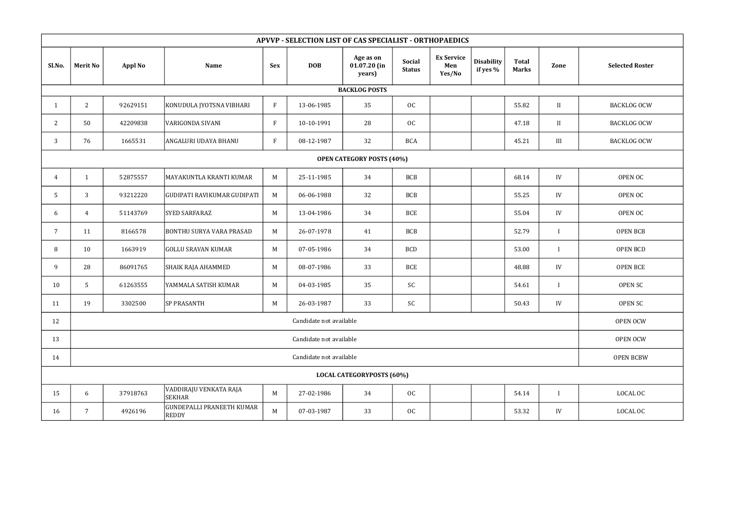| APVVP - SELECTION LIST OF CAS SPECIALIST - ORTHOPAEDICS | | | | | | | | | | | | |
|---|---|---|---|---|---|---|---|---|---|---|---|---|
| Sl.No. | Merit No | Appl No | Name | Sex | DOB | Age as on 01.07.20 (in years) | Social Status | Ex Service Men Yes/No | Disability if yes % | Total Marks | Zone | Selected Roster |
| **BACKLOG POSTS** | | | | | | | | | | | | |
| 1 | 2 | 92629151 | KONUDULA JYOTSNA VIBHARI | F | 13-06-1985 | 35 | OC | | | 55.82 | II | BACKLOG OCW |
| 2 | 50 | 42209838 | VARIGONDA SIVANI | F | 10-10-1991 | 28 | OC | | | 47.18 | II | BACKLOG OCW |
| 3 | 76 | 1665531 | ANGALURI UDAYA BHANU | F | 08-12-1987 | 32 | BCA | | | 45.21 | III | BACKLOG OCW |
| **OPEN CATEGORY POSTS (40%)** | | | | | | | | | | | | |
| 4 | 1 | 52875557 | MAYAKUNTLA KRANTI KUMAR | M | 25-11-1985 | 34 | BCB | | | 68.14 | IV | OPEN OC |
| 5 | 3 | 93212220 | GUDIPATI RAVIKUMAR GUDIPATI | M | 06-06-1988 | 32 | BCB | | | 55.25 | IV | OPEN OC |
| 6 | 4 | 51143769 | SYED SARFARAZ | M | 13-04-1986 | 34 | BCE | | | 55.04 | IV | OPEN OC |
| 7 | 11 | 8166578 | BONTHU SURYA VARA PRASAD | M | 26-07-1978 | 41 | BCB | | | 52.79 | I | OPEN BCB |
| 8 | 10 | 1663919 | GOLLU SRAVAN KUMAR | M | 07-05-1986 | 34 | BCD | | | 53.00 | I | OPEN BCD |
| 9 | 28 | 86091765 | SHAIK RAJA AHAMMED | M | 08-07-1986 | 33 | BCE | | | 48.88 | IV | OPEN BCE |
| 10 | 5 | 61263555 | YAMMALA SATISH KUMAR | M | 04-03-1985 | 35 | SC | | | 54.61 | I | OPEN SC |
| 11 | 19 | 3302500 | SP PRASANTH | M | 26-03-1987 | 33 | SC | | | 50.43 | IV | OPEN SC |
| 12 | Candidate not available | | | | | | | | | | | OPEN OCW |
| 13 | Candidate not available | | | | | | | | | | | OPEN OCW |
| 14 | Candidate not available | | | | | | | | | | | OPEN BCBW |
| **LOCAL CATEGORYPOSTS (60%)** | | | | | | | | | | | | |
| 15 | 6 | 37918763 | VADDIRAJU VENKATA RAJA SEKHAR | M | 27-02-1986 | 34 | OC | | | 54.14 | I | LOCAL OC |
| 16 | 7 | 4926196 | GUNDEPALLI PRANEETH KUMAR REDDY | M | 07-03-1987 | 33 | OC | | | 53.32 | IV | LOCAL OC |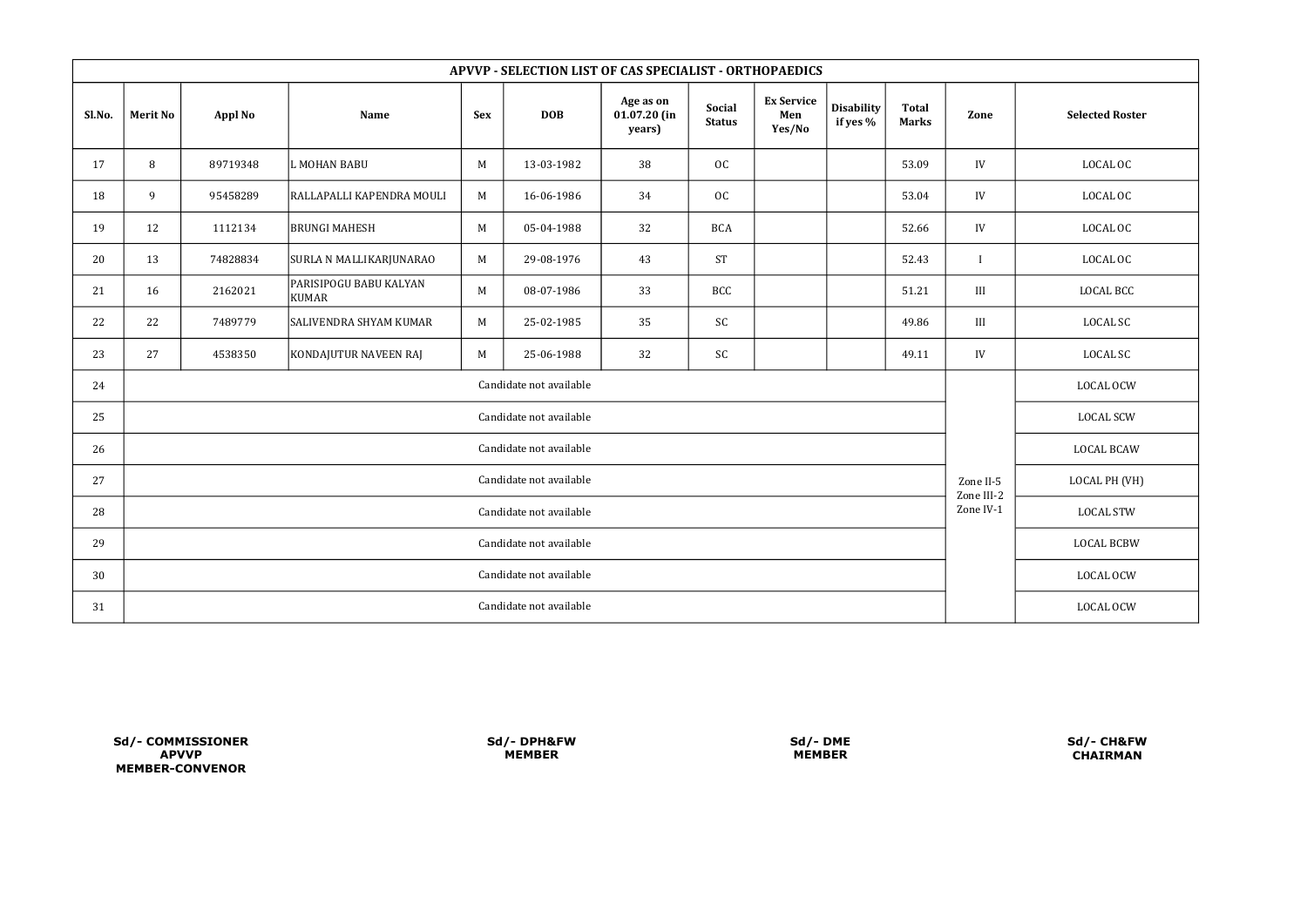| APVVP - SELECTION LIST OF CAS SPECIALIST - ORTHOPAEDICS | | | | | | | | | | | | |
|---|---|---|---|---|---|---|---|---|---|---|---|---|
| Sl.No. | Merit No | Appl No | Name | Sex | DOB | Age as on 01.07.20 (in years) | Social Status | Ex Service Men Yes/No | Disability if yes % | Total Marks | Zone | Selected Roster |
| 17 | 8 | 89719348 | L MOHAN BABU | M | 13-03-1982 | 38 | OC | | | 53.09 | IV | LOCAL OC |
| 18 | 9 | 95458289 | RALLAPALLI KAPENDRA MOULI | M | 16-06-1986 | 34 | OC | | | 53.04 | IV | LOCAL OC |
| 19 | 12 | 1112134 | BRUNGI MAHESH | M | 05-04-1988 | 32 | BCA | | | 52.66 | IV | LOCAL OC |
| 20 | 13 | 74828834 | SURLA N MALLIKARJUNARAO | M | 29-08-1976 | 43 | ST | | | 52.43 | I | LOCAL OC |
| 21 | 16 | 2162021 | PARISIPOGU BABU KALYAN KUMAR | M | 08-07-1986 | 33 | BCC | | | 51.21 | III | LOCAL BCC |
| 22 | 22 | 7489779 | SALIVENDRA SHYAM KUMAR | M | 25-02-1985 | 35 | SC | | | 49.86 | III | LOCAL SC |
| 23 | 27 | 4538350 | KONDAJUTUR NAVEEN RAJ | M | 25-06-1988 | 32 | SC | | | 49.11 | IV | LOCAL SC |
| 24 | Candidate not available | | | | | | | | | | Zone II-5 Zone III-2 Zone IV-1 | LOCAL OCW |
| 25 | Candidate not available | | | | | | | | | | | LOCAL SCW |
| 26 | Candidate not available | | | | | | | | | | | LOCAL BCAW |
| 27 | Candidate not available | | | | | | | | | | | LOCAL PH (VH) |
| 28 | Candidate not available | | | | | | | | | | | LOCAL STW |
| 29 | Candidate not available | | | | | | | | | | | LOCAL BCBW |
| 30 | Candidate not available | | | | | | | | | | | LOCAL OCW |
| 31 | Candidate not available | | | | | | | | | | | LOCAL OCW |

**Sd/- COMMISSIONER**
**APVVP**
**MEMBER-CONVENOR**

**Sd/- DPH&FW**
**MEMBER**

**Sd/- DME**
**MEMBER**

**Sd/- CH&FW**
**CHAIRMAN**